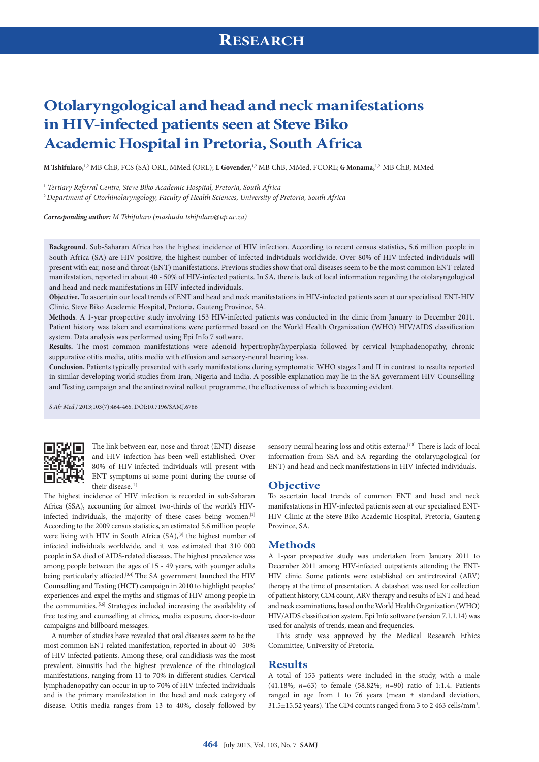# Otolaryngological and head and neck manifestations in HIV-infected patients seen at Steve Biko Academic Hospital in Pretoria, South Africa

**M Tshifularo,**[1,2] MB ChB, FCS (SA) ORL, MMed (ORL); **L Govender,**[1,2] MB ChB, MMed, FCORL; **G Monama,**[1,2] MB ChB, MMed

[1] *Tertiary Referral Centre, Steve Biko Academic Hospital, Pretoria, South Africa*
[2] *Department of Otorhinolaryngology, Faculty of Health Sciences, University of Pretoria, South Africa*

***Corresponding author:*** *M Tshifularo (mashudu.tshifularo@up.ac.za)*

**Background**. Sub-Saharan Africa has the highest incidence of HIV infection. According to recent census statistics, 5.6 million people in South Africa (SA) are HIV-positive, the highest number of infected individuals worldwide. Over 80% of HIV-infected individuals will present with ear, nose and throat (ENT) manifestations. Previous studies show that oral diseases seem to be the most common ENT-related manifestation, reported in about 40 - 50% of HIV-infected patients. In SA, there is lack of local information regarding the otolaryngological and head and neck manifestations in HIV-infected individuals.

**Objective.** To ascertain our local trends of ENT and head and neck manifestations in HIV-infected patients seen at our specialised ENT-HIV Clinic, Steve Biko Academic Hospital, Pretoria, Gauteng Province, SA.

**Methods**. A 1-year prospective study involving 153 HIV-infected patients was conducted in the clinic from January to December 2011. Patient history was taken and examinations were performed based on the World Health Organization (WHO) HIV/AIDS classification system. Data analysis was performed using Epi Info 7 software.

**Results.** The most common manifestations were adenoid hypertrophy/hyperplasia followed by cervical lymphadenopathy, chronic suppurative otitis media, otitis media with effusion and sensory-neural hearing loss.

**Conclusion.** Patients typically presented with early manifestations during symptomatic WHO stages I and II in contrast to results reported in similar developing world studies from Iran, Nigeria and India. A possible explanation may lie in the SA government HIV Counselling and Testing campaign and the antiretroviral rollout programme, the effectiveness of which is becoming evident.

*S Afr Med J* 2013;103(7):464-466. DOI:10.7196/SAMJ.6786

The link between ear, nose and throat (ENT) disease and HIV infection has been well established. Over 80% of HIV-infected individuals will present with ENT symptoms at some point during the course of their disease.[1]

The highest incidence of HIV infection is recorded in sub-Saharan Africa (SSA), accounting for almost two-thirds of the world's HIV-infected individuals, the majority of these cases being women.[2] According to the 2009 census statistics, an estimated 5.6 million people were living with HIV in South Africa (SA),[3] the highest number of infected individuals worldwide, and it was estimated that 310 000 people in SA died of AIDS-related diseases. The highest prevalence was among people between the ages of 15 - 49 years, with younger adults being particularly affected.[3,4] The SA government launched the HIV Counselling and Testing (HCT) campaign in 2010 to highlight peoples' experiences and expel the myths and stigmas of HIV among people in the communities.[5,6] Strategies included increasing the availability of free testing and counselling at clinics, media exposure, door-to-door campaigns and billboard messages.

A number of studies have revealed that oral diseases seem to be the most common ENT-related manifestation, reported in about 40 - 50% of HIV-infected patients. Among these, oral candidiasis was the most prevalent. Sinusitis had the highest prevalence of the rhinological manifestations, ranging from 11 to 70% in different studies. Cervical lymphadenopathy can occur in up to 70% of HIV-infected individuals and is the primary manifestation in the head and neck category of disease. Otitis media ranges from 13 to 40%, closely followed by sensory-neural hearing loss and otitis externa.[7,8] There is lack of local information from SSA and SA regarding the otolaryngological (or ENT) and head and neck manifestations in HIV-infected individuals.

## Objective

To ascertain local trends of common ENT and head and neck manifestations in HIV-infected patients seen at our specialised ENT-HIV Clinic at the Steve Biko Academic Hospital, Pretoria, Gauteng Province, SA.

## Methods

A 1-year prospective study was undertaken from January 2011 to December 2011 among HIV-infected outpatients attending the ENT-HIV clinic. Some patients were established on antiretroviral (ARV) therapy at the time of presentation. A datasheet was used for collection of patient history, CD4 count, ARV therapy and results of ENT and head and neck examinations, based on the World Health Organization (WHO) HIV/AIDS classification system. Epi Info software (version 7.1.1.14) was used for analysis of trends, mean and frequencies.

This study was approved by the Medical Research Ethics Committee, University of Pretoria.

## Results

A total of 153 patients were included in the study, with a male (41.18%; *n*=63) to female (58.82%; *n*=90) ratio of 1:1.4. Patients ranged in age from 1 to 76 years (mean ± standard deviation, 31.5±15.52 years). The CD4 counts ranged from 3 to 2 463 cells/mm$^3$.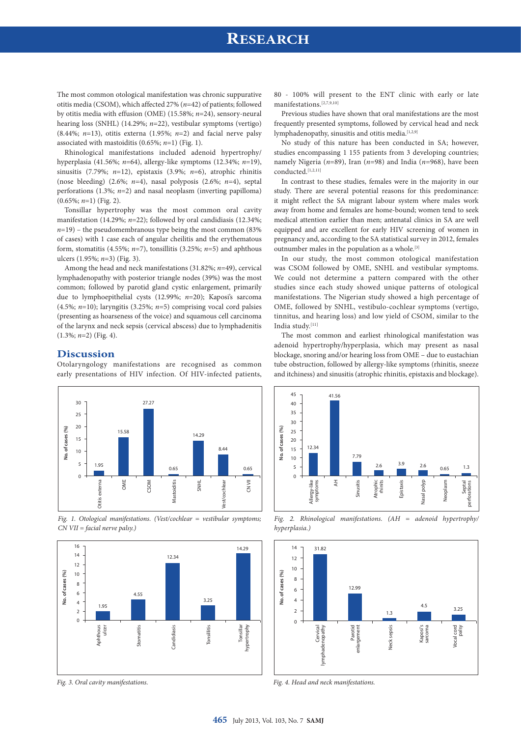The most common otological manifestation was chronic suppurative otitis media (CSOM), which affected 27% (*n*=42) of patients; followed by otitis media with effusion (OME) (15.58%; *n*=24), sensory-neural hearing loss (SNHL) (14.29%; *n*=22), vestibular symptoms (vertigo) (8.44%; *n*=13), otitis externa (1.95%; *n*=2) and facial nerve palsy associated with mastoiditis (0.65%; *n*=1) (Fig. 1).

Rhinological manifestations included adenoid hypertrophy/hyperplasia (41.56%; *n*=64), allergy-like symptoms (12.34%; *n*=19), sinusitis (7.79%; *n*=12), epistaxis (3.9%; *n*=6), atrophic rhinitis (nose bleeding) (2.6%; *n*=4), nasal polyposis (2.6%; *n*=4), septal perforations (1.3%; *n*=2) and nasal neoplasm (inverting papilloma) (0.65%; *n*=1) (Fig. 2).

Tonsillar hypertrophy was the most common oral cavity manifestation (14.29%; *n*=22); followed by oral candidiasis (12.34%; *n*=19) – the pseudomembranous type being the most common (83% of cases) with 1 case each of angular cheilitis and the erythematous form, stomatitis (4.55%; *n*=7), tonsillitis (3.25%; *n*=5) and aphthous ulcers (1.95%; *n*=3) (Fig. 3).

Among the head and neck manifestations (31.82%; *n*=49), cervical lymphadenopathy with posterior triangle nodes (39%) was the most common; followed by parotid gland cystic enlargement, primarily due to lymphoepithelial cysts (12.99%; *n*=20); Kaposi's sarcoma (4.5%; *n*=10); laryngitis (3.25%; *n*=5) comprising vocal cord palsies (presenting as hoarseness of the voice) and squamous cell carcinoma of the larynx and neck sepsis (cervical abscess) due to lymphadenitis (1.3%; *n*=2) (Fig. 4).

## Discussion

Otolaryngology manifestations are recognised as common early presentations of HIV infection. Of HIV-infected patients, 80 - 100% will present to the ENT clinic with early or late manifestations.[2,7,9,10]

Previous studies have shown that oral manifestations are the most frequently presented symptoms, followed by cervical head and neck lymphadenopathy, sinusitis and otitis media.[1,2,9]

No study of this nature has been conducted in SA; however, studies encompassing 1 155 patients from 3 developing countries; namely Nigeria (*n*=89), Iran (*n*=98) and India (*n*=968), have been conducted.[1,2,11]

In contrast to these studies, females were in the majority in our study. There are several potential reasons for this predominance: it might reflect the SA migrant labour system where males work away from home and females are home-bound; women tend to seek medical attention earlier than men; antenatal clinics in SA are well equipped and are excellent for early HIV screening of women in pregnancy and, according to the SA statistical survey in 2012, females outnumber males in the population as a whole.[3]

In our study, the most common otological manifestation was CSOM followed by OME, SNHL and vestibular symptoms. We could not determine a pattern compared with the other studies since each study showed unique patterns of otological manifestations. The Nigerian study showed a high percentage of OME, followed by SNHL, vestibulo-cochlear symptoms (vertigo, tinnitus, and hearing loss) and low yield of CSOM, similar to the India study.[11]

The most common and earliest rhinological manifestation was adenoid hypertrophy/hyperplasia, which may present as nasal blockage, snoring and/or hearing loss from OME – due to eustachian tube obstruction, followed by allergy-like symptoms (rhinitis, sneeze and itchiness) and sinusitis (atrophic rhinitis, epistaxis and blockage).

| Manifestation | No. of cases (%) |
|---|---|
| Otitis externa | 1.95 |
| OME | 15.58 |
| CSOM | 27.27 |
| Mastoiditis | 0.65 |
| SNHL | 14.29 |
| Vest/cochlear | 8.44 |
| CN VII | 0.65 |

*Fig. 1. Otological manifestations. (Vest/cochlear = vestibular symptoms; CN VII = facial nerve palsy.)*

| Manifestation | No. of cases (%) |
|---|---|
| Allergy-like symptoms | 12.34 |
| AH | 41.56 |
| Sinusitis | 7.79 |
| Atrophic rhinitis | 2.6 |
| Epistaxis | 3.9 |
| Nasal polyp | 2.6 |
| Neoplasm | 0.65 |
| Septal perforations | 1.3 |

*Fig. 2. Rhinological manifestations. (AH = adenoid hypertrophy/hyperplasia.)*

| Manifestation | No. of cases (%) |
|---|---|
| Aphthous ulcer | 1.95 |
| Stomatitis | 4.55 |
| Candidiasis | 12.34 |
| Tonsilitis | 3.25 |
| Tonsillar hypertrophy | 14.29 |

*Fig. 3. Oral cavity manifestations.*

| Manifestation | No. of cases (%) |
|---|---|
| Cervical lymphadenopathy | 31.82 |
| Parotid enlargement | 12.99 |
| Neck sepsis | 1.3 |
| Kaposi's sarcoma | 4.5 |
| Vocal cord palsy | 3.25 |

*Fig. 4. Head and neck manifestations.*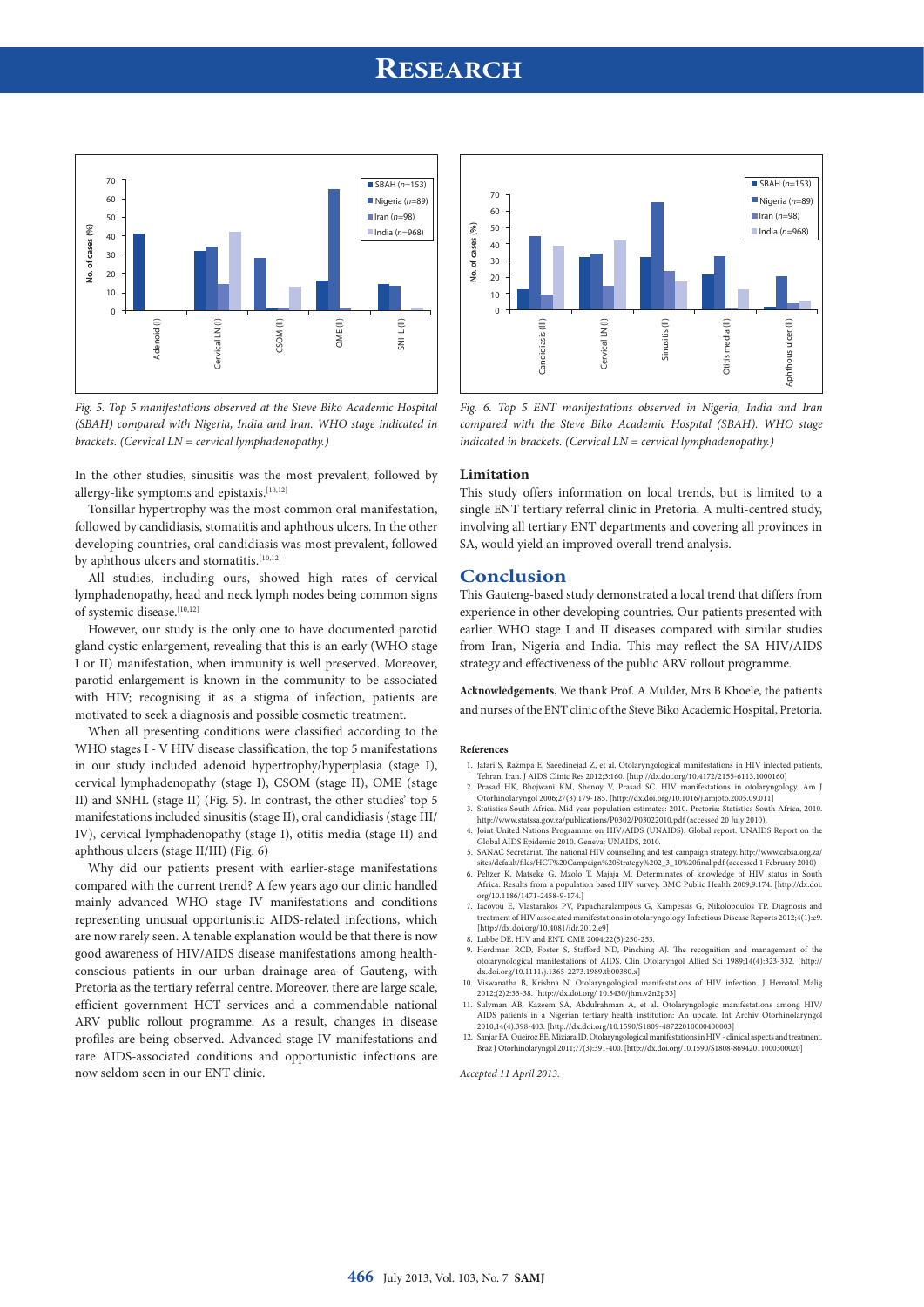70
60
50
40
30
20
10
0

No. of cases (%)

SBAH (*n*=153)
Nigeria (*n*=89)
Iran (*n*=98)
India (*n*=968)

Adenoid (I)
Cervical LN (I)
CSOM (II)
OME (II)
SNHL (II)

*Fig. 5. Top 5 manifestations observed at the Steve Biko Academic Hospital (SBAH) compared with Nigeria, India and Iran. WHO stage indicated in brackets. (Cervical LN = cervical lymphadenopathy.)*

70
60
50
40
30
20
10
0

No. of cases (%)

SBAH (*n*=153)
Nigeria (*n*=89)
Iran (*n*=98)
India (*n*=968)

Candidiasis (III)
Cervical LN (I)
Sinusitis (II)
Otitis media (II)
Aphthous ulcer (II)

*Fig. 6. Top 5 ENT manifestations observed in Nigeria, India and Iran compared with the Steve Biko Academic Hospital (SBAH). WHO stage indicated in brackets. (Cervical LN = cervical lymphadenopathy.)*

In the other studies, sinusitis was the most prevalent, followed by allergy-like symptoms and epistaxis.[10,12]

Tonsillar hypertrophy was the most common oral manifestation, followed by candidiasis, stomatitis and aphthous ulcers. In the other developing countries, oral candidiasis was most prevalent, followed by aphthous ulcers and stomatitis.[10,12]

All studies, including ours, showed high rates of cervical lymphadenopathy, head and neck lymph nodes being common signs of systemic disease.[10,12]

However, our study is the only one to have documented parotid gland cystic enlargement, revealing that this is an early (WHO stage I or II) manifestation, when immunity is well preserved. Moreover, parotid enlargement is known in the community to be associated with HIV; recognising it as a stigma of infection, patients are motivated to seek a diagnosis and possible cosmetic treatment.

When all presenting conditions were classified according to the WHO stages I - V HIV disease classification, the top 5 manifestations in our study included adenoid hypertrophy/hyperplasia (stage I), cervical lymphadenopathy (stage I), CSOM (stage II), OME (stage II) and SNHL (stage II) (Fig. 5). In contrast, the other studies' top 5 manifestations included sinusitis (stage II), oral candidiasis (stage III/IV), cervical lymphadenopathy (stage I), otitis media (stage II) and aphthous ulcers (stage II/III) (Fig. 6)

Why did our patients present with earlier-stage manifestations compared with the current trend? A few years ago our clinic handled mainly advanced WHO stage IV manifestations and conditions representing unusual opportunistic AIDS-related infections, which are now rarely seen. A tenable explanation would be that there is now good awareness of HIV/AIDS disease manifestations among health-conscious patients in our urban drainage area of Gauteng, with Pretoria as the tertiary referral centre. Moreover, there are large scale, efficient government HCT services and a commendable national ARV public rollout programme. As a result, changes in disease profiles are being observed. Advanced stage IV manifestations and rare AIDS-associated conditions and opportunistic infections are now seldom seen in our ENT clinic.

### Limitation

This study offers information on local trends, but is limited to a single ENT tertiary referral clinic in Pretoria. A multi-centred study, involving all tertiary ENT departments and covering all provinces in SA, would yield an improved overall trend analysis.

## Conclusion

This Gauteng-based study demonstrated a local trend that differs from experience in other developing countries. Our patients presented with earlier WHO stage I and II diseases compared with similar studies from Iran, Nigeria and India. This may reflect the SA HIV/AIDS strategy and effectiveness of the public ARV rollout programme.

**Acknowledgements.** We thank Prof. A Mulder, Mrs B Khoele, the patients and nurses of the ENT clinic of the Steve Biko Academic Hospital, Pretoria.

#### References

1. Jafari S, Razmpa E, Saeedinejad Z, et al. Otolaryngological manifestations in HIV infected patients, Tehran, Iran. J AIDS Clinic Res 2012;3:160. [http://dx.doi.org/10.4172/2155-6113.1000160]
2. Prasad HK, Bhojwani KM, Shenoy V, Prasad SC. HIV manifestations in otolaryngology. Am J Otorhinolaryngol 2006;27(3):179-185. [http://dx.doi.org/10.1016/j.amjoto.2005.09.011]
3. Statistics South Africa. Mid-year population estimates: 2010. Pretoria: Statistics South Africa, 2010. http://www.statssa.gov.za/publications/P0302/P03022010.pdf (accessed 20 July 2010).
4. Joint United Nations Programme on HIV/AIDS (UNAIDS). Global report: UNAIDS Report on the Global AIDS Epidemic 2010. Geneva: UNAIDS, 2010.
5. SANAC Secretariat. The national HIV counselling and test campaign strategy. http://www.cabsa.org.za/sites/default/files/HCT%20Campaign%20Strategy%202_3_10%20final.pdf (accessed 1 February 2010)
6. Peltzer K, Matseke G, Mzolo T, Majaja M. Determinates of knowledge of HIV status in South Africa: Results from a population based HIV survey. BMC Public Health 2009;9:174. [http://dx.doi.org/10.1186/1471-2458-9-174.]
7. Iacovou E, Vlastarakos PV, Papacharalampous G, Kampessis G, Nikolopoulos TP. Diagnosis and treatment of HIV associated manifestations in otolaryngology. Infectious Disease Reports 2012;4(1):e9. [http://dx.doi.org/10.4081/idr.2012.e9]
8. Lubbe DE. HIV and ENT. CME 2004;22(5):250-253.
9. Herdman RCD, Foster S, Stafford ND, Pinching AJ. The recognition and management of the otolarynological manifestations of AIDS. Clin Otolaryngol Allied Sci 1989;14(4):323-332. [http://dx.doi.org/10.1111/j.1365-2273.1989.tb00380.x]
10. Viswanatha B, Krishna N. Otolaryngological manifestations of HIV infection. J Hematol Malig 2012;(2)2:33-38. [http://dx.doi.org/ 10.5430/jhm.v2n2p33]
11. Sulyman AB, Kazeem SA, Abdulrahman A, et al. Otolaryngologic manifestations among HIV/AIDS patients in a Nigerian tertiary health institution: An update. Int Archiv Otorhinolaryngol 2010;14(4):398-403. [http://dx.doi.org/10.1590/S1809-48722010000400003]
12. Sanjar FA, Queiroz BE, Miziara ID. Otolaryngological manifestations in HIV - clinical aspects and treatment. Braz J Otorhinolaryngol 2011;77(3):391-400. [http://dx.doi.org/10.1590/S1808-86942011000300020]

*Accepted 11 April 2013.*